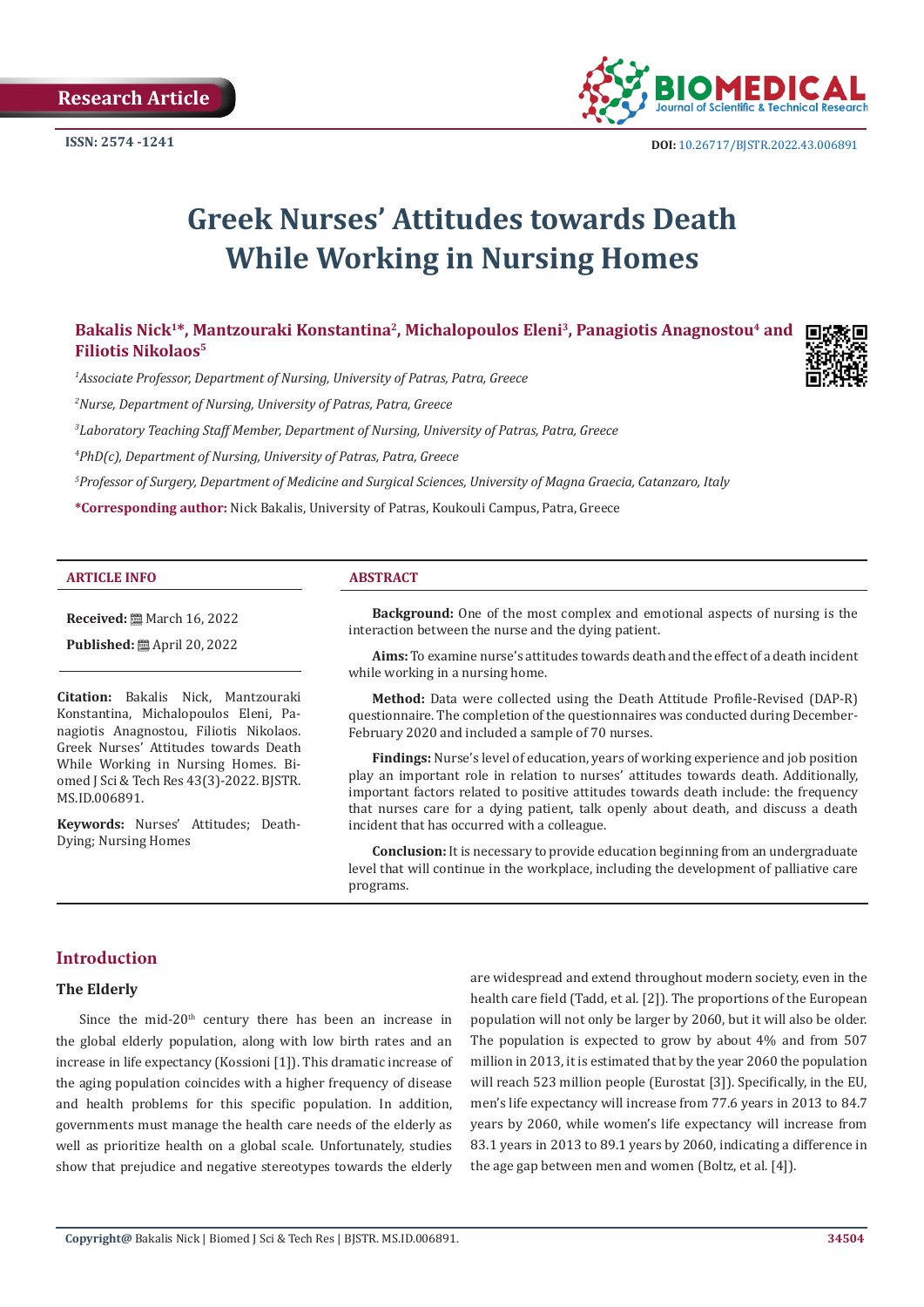Research Article

ISSN: 2574 -1241

DOI: 10.26717/BJSTR.2022.43.006891

# Greek Nurses' Attitudes towards Death While Working in Nursing Homes

**Bakalis Nick[1]*, Mantzouraki Konstantina[2], Michalopoulos Eleni[3], Panagiotis Anagnostou[4] and Filiotis Nikolaos[5]**

[1]*Associate Professor, Department of Nursing, University of Patras, Patra, Greece*

[2]*Nurse, Department of Nursing, University of Patras, Patra, Greece*

[3]*Laboratory Teaching Staff Member, Department of Nursing, University of Patras, Patra, Greece*

[4]*PhD(c), Department of Nursing, University of Patras, Patra, Greece*

[5]*Professor of Surgery, Department of Medicine and Surgical Sciences, University of Magna Graecia, Catanzaro, Italy*

***Corresponding author:** Nick Bakalis, University of Patras, Koukouli Campus, Patra, Greece

**ARTICLE INFO**

**Received:** March 16, 2022

**Published:** April 20, 2022

**Citation:** Bakalis Nick, Mantzouraki Konstantina, Michalopoulos Eleni, Panagiotis Anagnostou, Filiotis Nikolaos. Greek Nurses' Attitudes towards Death While Working in Nursing Homes. Biomed J Sci & Tech Res 43(3)-2022. BJSTR. MS.ID.006891.

**Keywords:** Nurses' Attitudes; Death-Dying; Nursing Homes

**ABSTRACT**

**Background:** One of the most complex and emotional aspects of nursing is the interaction between the nurse and the dying patient.

**Aims:** To examine nurse's attitudes towards death and the effect of a death incident while working in a nursing home.

**Method:** Data were collected using the Death Attitude Profile-Revised (DAP-R) questionnaire. The completion of the questionnaires was conducted during December-February 2020 and included a sample of 70 nurses.

**Findings:** Nurse's level of education, years of working experience and job position play an important role in relation to nurses' attitudes towards death. Additionally, important factors related to positive attitudes towards death include: the frequency that nurses care for a dying patient, talk openly about death, and discuss a death incident that has occurred with a colleague.

**Conclusion:** It is necessary to provide education beginning from an undergraduate level that will continue in the workplace, including the development of palliative care programs.

## Introduction

### The Elderly

Since the mid-20th century there has been an increase in the global elderly population, along with low birth rates and an increase in life expectancy (Kossioni [1]). This dramatic increase of the aging population coincides with a higher frequency of disease and health problems for this specific population. In addition, governments must manage the health care needs of the elderly as well as prioritize health on a global scale. Unfortunately, studies show that prejudice and negative stereotypes towards the elderly are widespread and extend throughout modern society, even in the health care field (Tadd, et al. [2]). The proportions of the European population will not only be larger by 2060, but it will also be older. The population is expected to grow by about 4% and from 507 million in 2013, it is estimated that by the year 2060 the population will reach 523 million people (Eurostat [3]). Specifically, in the EU, men's life expectancy will increase from 77.6 years in 2013 to 84.7 years by 2060, while women's life expectancy will increase from 83.1 years in 2013 to 89.1 years by 2060, indicating a difference in the age gap between men and women (Boltz, et al. [4]).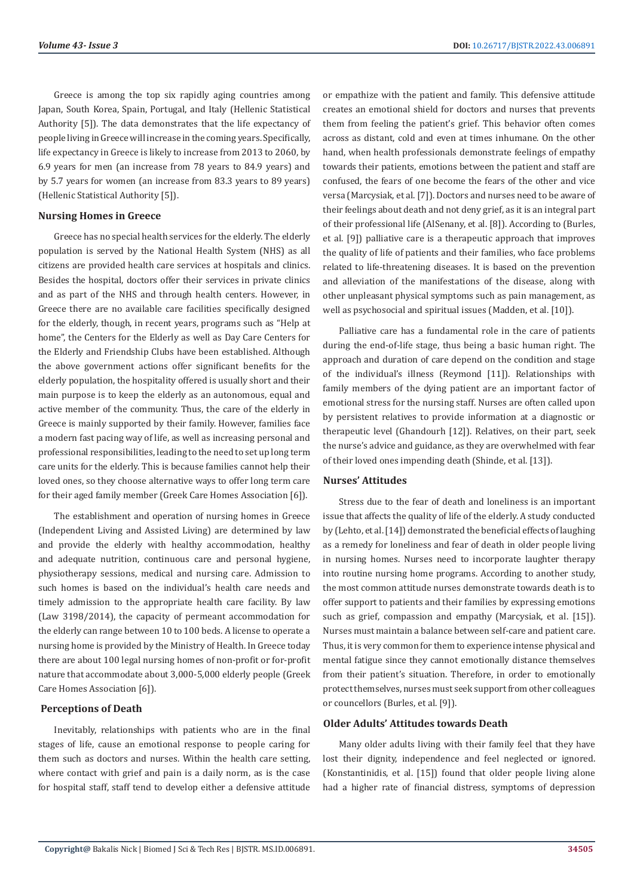Greece is among the top six rapidly aging countries among Japan, South Korea, Spain, Portugal, and Italy (Hellenic Statistical Authority [5]). The data demonstrates that the life expectancy of people living in Greece will increase in the coming years. Specifically, life expectancy in Greece is likely to increase from 2013 to 2060, by 6.9 years for men (an increase from 78 years to 84.9 years) and by 5.7 years for women (an increase from 83.3 years to 89 years) (Hellenic Statistical Authority [5]).

## Nursing Homes in Greece

Greece has no special health services for the elderly. The elderly population is served by the National Health System (NHS) as all citizens are provided health care services at hospitals and clinics. Besides the hospital, doctors offer their services in private clinics and as part of the NHS and through health centers. However, in Greece there are no available care facilities specifically designed for the elderly, though, in recent years, programs such as "Help at home", the Centers for the Elderly as well as Day Care Centers for the Elderly and Friendship Clubs have been established. Although the above government actions offer significant benefits for the elderly population, the hospitality offered is usually short and their main purpose is to keep the elderly as an autonomous, equal and active member of the community. Thus, the care of the elderly in Greece is mainly supported by their family. However, families face a modern fast pacing way of life, as well as increasing personal and professional responsibilities, leading to the need to set up long term care units for the elderly. This is because families cannot help their loved ones, so they choose alternative ways to offer long term care for their aged family member (Greek Care Homes Association [6]).

The establishment and operation of nursing homes in Greece (Independent Living and Assisted Living) are determined by law and provide the elderly with healthy accommodation, healthy and adequate nutrition, continuous care and personal hygiene, physiotherapy sessions, medical and nursing care. Admission to such homes is based on the individual's health care needs and timely admission to the appropriate health care facility. By law (Law 3198/2014), the capacity of permeant accommodation for the elderly can range between 10 to 100 beds. A license to operate a nursing home is provided by the Ministry of Health. In Greece today there are about 100 legal nursing homes of non-profit or for-profit nature that accommodate about 3,000-5,000 elderly people (Greek Care Homes Association [6]).

## Perceptions of Death

Inevitably, relationships with patients who are in the final stages of life, cause an emotional response to people caring for them such as doctors and nurses. Within the health care setting, where contact with grief and pain is a daily norm, as is the case for hospital staff, staff tend to develop either a defensive attitude or empathize with the patient and family. This defensive attitude creates an emotional shield for doctors and nurses that prevents them from feeling the patient's grief. This behavior often comes across as distant, cold and even at times inhumane. On the other hand, when health professionals demonstrate feelings of empathy towards their patients, emotions between the patient and staff are confused, the fears of one become the fears of the other and vice versa (Marcysiak, et al. [7]). Doctors and nurses need to be aware of their feelings about death and not deny grief, as it is an integral part of their professional life (AlSenany, et al. [8]). According to (Burles, et al. [9]) palliative care is a therapeutic approach that improves the quality of life of patients and their families, who face problems related to life-threatening diseases. It is based on the prevention and alleviation of the manifestations of the disease, along with other unpleasant physical symptoms such as pain management, as well as psychosocial and spiritual issues (Madden, et al. [10]).

Palliative care has a fundamental role in the care of patients during the end-of-life stage, thus being a basic human right. The approach and duration of care depend on the condition and stage of the individual's illness (Reymond [11]). Relationships with family members of the dying patient are an important factor of emotional stress for the nursing staff. Nurses are often called upon by persistent relatives to provide information at a diagnostic or therapeutic level (Ghandourh [12]). Relatives, on their part, seek the nurse's advice and guidance, as they are overwhelmed with fear of their loved ones impending death (Shinde, et al. [13]).

## Nurses' Attitudes

Stress due to the fear of death and loneliness is an important issue that affects the quality of life of the elderly. A study conducted by (Lehto, et al. [14]) demonstrated the beneficial effects of laughing as a remedy for loneliness and fear of death in older people living in nursing homes. Nurses need to incorporate laughter therapy into routine nursing home programs. According to another study, the most common attitude nurses demonstrate towards death is to offer support to patients and their families by expressing emotions such as grief, compassion and empathy (Marcysiak, et al. [15]). Nurses must maintain a balance between self-care and patient care. Thus, it is very common for them to experience intense physical and mental fatigue since they cannot emotionally distance themselves from their patient's situation. Therefore, in order to emotionally protect themselves, nurses must seek support from other colleagues or councellors (Burles, et al. [9]).

## Older Adults' Attitudes towards Death

Many older adults living with their family feel that they have lost their dignity, independence and feel neglected or ignored. (Konstantinidis, et al. [15]) found that older people living alone had a higher rate of financial distress, symptoms of depression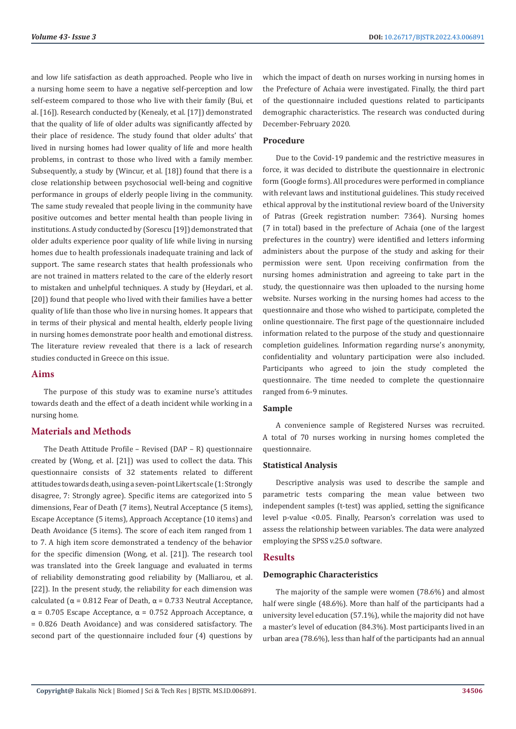and low life satisfaction as death approached. People who live in a nursing home seem to have a negative self-perception and low self-esteem compared to those who live with their family (Bui, et al. [16]). Research conducted by (Kenealy, et al. [17]) demonstrated that the quality of life of older adults was significantly affected by their place of residence. The study found that older adults' that lived in nursing homes had lower quality of life and more health problems, in contrast to those who lived with a family member. Subsequently, a study by (Wincur, et al. [18]) found that there is a close relationship between psychosocial well-being and cognitive performance in groups of elderly people living in the community. The same study revealed that people living in the community have positive outcomes and better mental health than people living in institutions. A study conducted by (Sorescu [19]) demonstrated that older adults experience poor quality of life while living in nursing homes due to health professionals inadequate training and lack of support. The same research states that health professionals who are not trained in matters related to the care of the elderly resort to mistaken and unhelpful techniques. A study by (Heydari, et al. [20]) found that people who lived with their families have a better quality of life than those who live in nursing homes. It appears that in terms of their physical and mental health, elderly people living in nursing homes demonstrate poor health and emotional distress. The literature review revealed that there is a lack of research studies conducted in Greece on this issue.

## Aims

The purpose of this study was to examine nurse's attitudes towards death and the effect of a death incident while working in a nursing home.

## Materials and Methods

The Death Attitude Profile – Revised (DAP – R) questionnaire created by (Wong, et al. [21]) was used to collect the data. This questionnaire consists of 32 statements related to different attitudes towards death, using a seven-point Likert scale (1: Strongly disagree, 7: Strongly agree). Specific items are categorized into 5 dimensions, Fear of Death (7 items), Neutral Acceptance (5 items), Escape Acceptance (5 items), Approach Acceptance (10 items) and Death Avoidance (5 items). The score of each item ranged from 1 to 7. A high item score demonstrated a tendency of the behavior for the specific dimension (Wong, et al. [21]). The research tool was translated into the Greek language and evaluated in terms of reliability demonstrating good reliability by (Malliarou, et al. [22]). In the present study, the reliability for each dimension was calculated ($\alpha = 0.812$ Fear of Death, $\alpha = 0.733$ Neutral Acceptance, $\alpha = 0.705$ Escape Acceptance, $\alpha = 0.752$ Approach Acceptance, $\alpha = 0.826$ Death Avoidance) and was considered satisfactory. The second part of the questionnaire included four (4) questions by which the impact of death on nurses working in nursing homes in the Prefecture of Achaia were investigated. Finally, the third part of the questionnaire included questions related to participants demographic characteristics. The research was conducted during December-February 2020.

### Procedure

Due to the Covid-19 pandemic and the restrictive measures in force, it was decided to distribute the questionnaire in electronic form (Google forms). All procedures were performed in compliance with relevant laws and institutional guidelines. This study received ethical approval by the institutional review board of the University of Patras (Greek registration number: 7364). Nursing homes (7 in total) based in the prefecture of Achaia (one of the largest prefectures in the country) were identified and letters informing administers about the purpose of the study and asking for their permission were sent. Upon receiving confirmation from the nursing homes administration and agreeing to take part in the study, the questionnaire was then uploaded to the nursing home website. Nurses working in the nursing homes had access to the questionnaire and those who wished to participate, completed the online questionnaire. The first page of the questionnaire included information related to the purpose of the study and questionnaire completion guidelines. Information regarding nurse's anonymity, confidentiality and voluntary participation were also included. Participants who agreed to join the study completed the questionnaire. The time needed to complete the questionnaire ranged from 6-9 minutes.

### Sample

A convenience sample of Registered Nurses was recruited. A total of 70 nurses working in nursing homes completed the questionnaire.

### Statistical Analysis

Descriptive analysis was used to describe the sample and parametric tests comparing the mean value between two independent samples (t-test) was applied, setting the significance level p-value $<0.05$. Finally, Pearson's correlation was used to assess the relationship between variables. The data were analyzed employing the SPSS v.25.0 software.

## Results

### Demographic Characteristics

The majority of the sample were women (78.6%) and almost half were single (48.6%). More than half of the participants had a university level education (57.1%), while the majority did not have a master's level of education (84.3%). Most participants lived in an urban area (78.6%), less than half of the participants had an annual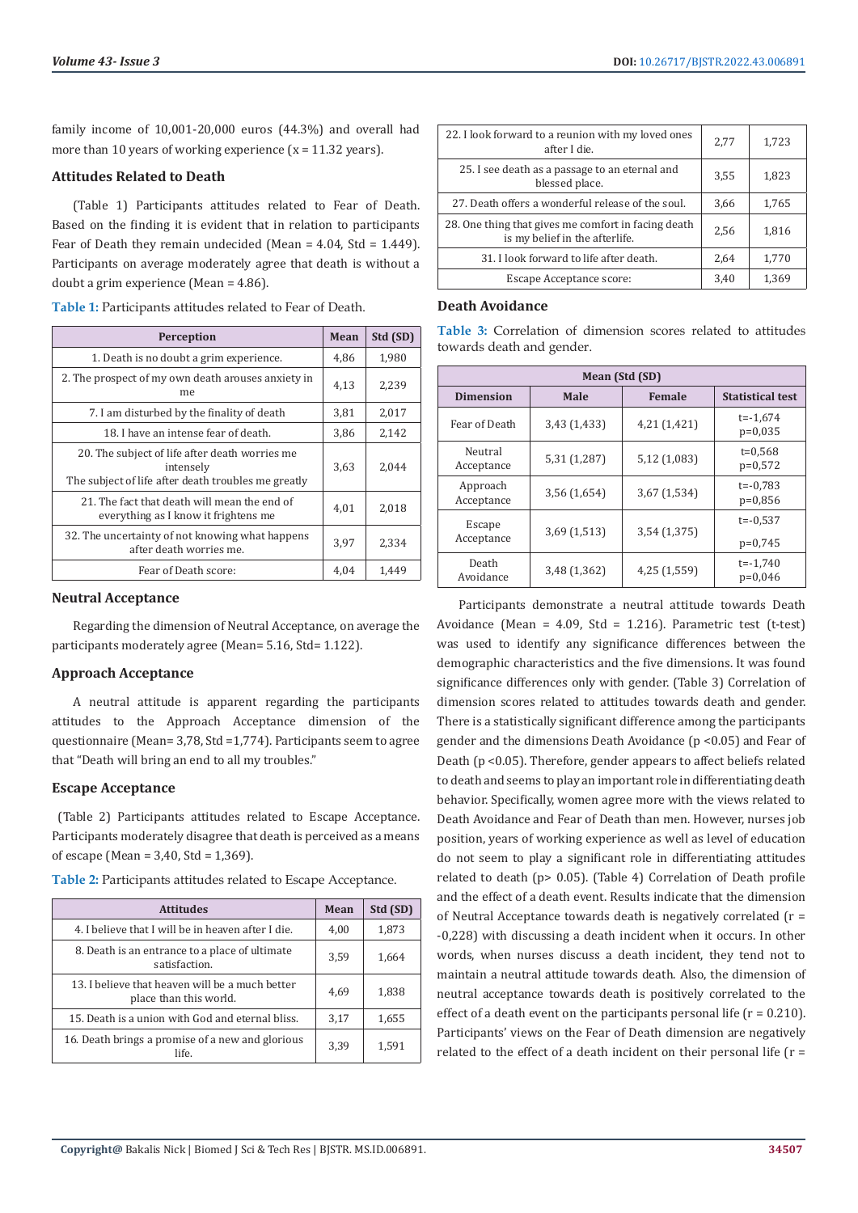family income of 10,001-20,000 euros (44.3%) and overall had more than 10 years of working experience (x = 11.32 years).

### Attitudes Related to Death

(Table 1) Participants attitudes related to Fear of Death. Based on the finding it is evident that in relation to participants Fear of Death they remain undecided (Mean = 4.04, Std = 1.449). Participants on average moderately agree that death is without a doubt a grim experience (Mean = 4.86).

**Table 1:** Participants attitudes related to Fear of Death.

| Perception | Mean | Std (SD) |
|---|---|---|
| 1. Death is no doubt a grim experience. | 4,86 | 1,980 |
| 2. The prospect of my own death arouses anxiety in me | 4,13 | 2,239 |
| 7. I am disturbed by the finality of death | 3,81 | 2,017 |
| 18. I have an intense fear of death. | 3,86 | 2,142 |
| 20. The subject of life after death worries me intensely The subject of life after death troubles me greatly | 3,63 | 2,044 |
| 21. The fact that death will mean the end of everything as I know it frightens me | 4,01 | 2,018 |
| 32. The uncertainty of not knowing what happens after death worries me. | 3,97 | 2,334 |
| Fear of Death score: | 4,04 | 1,449 |

### Neutral Acceptance

Regarding the dimension of Neutral Acceptance, on average the participants moderately agree (Mean= 5.16, Std= 1.122).

### Approach Acceptance

A neutral attitude is apparent regarding the participants attitudes to the Approach Acceptance dimension of the questionnaire (Mean= 3,78, Std =1,774). Participants seem to agree that "Death will bring an end to all my troubles."

### Escape Acceptance

(Table 2) Participants attitudes related to Escape Acceptance. Participants moderately disagree that death is perceived as a means of escape (Mean = 3,40, Std = 1,369).

**Table 2:** Participants attitudes related to Escape Acceptance.

| Attitudes | Mean | Std (SD) |
|---|---|---|
| 4. I believe that I will be in heaven after I die. | 4,00 | 1,873 |
| 8. Death is an entrance to a place of ultimate satisfaction. | 3,59 | 1,664 |
| 13. I believe that heaven will be a much better place than this world. | 4,69 | 1,838 |
| 15. Death is a union with God and eternal bliss. | 3,17 | 1,655 |
| 16. Death brings a promise of a new and glorious life. | 3,39 | 1,591 |
| 22. I look forward to a reunion with my loved ones after I die. | 2,77 | 1,723 |
| 25. I see death as a passage to an eternal and blessed place. | 3,55 | 1,823 |
| 27. Death offers a wonderful release of the soul. | 3,66 | 1,765 |
| 28. One thing that gives me comfort in facing death is my belief in the afterlife. | 2,56 | 1,816 |
| 31. I look forward to life after death. | 2,64 | 1,770 |
| Escape Acceptance score: | 3,40 | 1,369 |

### Death Avoidance

**Table 3:** Correlation of dimension scores related to attitudes towards death and gender.

| | Mean (Std (SD) | | |
|---|---|---|---|
| Dimension | Male | Female | Statistical test |
| Fear of Death | 3,43 (1,433) | 4,21 (1,421) | t=-1,674 p=0,035 |
| Neutral Acceptance | 5,31 (1,287) | 5,12 (1,083) | t=0,568 p=0,572 |
| Approach Acceptance | 3,56 (1,654) | 3,67 (1,534) | t=-0,783 p=0,856 |
| Escape Acceptance | 3,69 (1,513) | 3,54 (1,375) | t=-0,537 p=0,745 |
| Death Avoidance | 3,48 (1,362) | 4,25 (1,559) | t=-1,740 p=0,046 |

Participants demonstrate a neutral attitude towards Death Avoidance (Mean = 4.09, Std = 1.216). Parametric test (t-test) was used to identify any significance differences between the demographic characteristics and the five dimensions. It was found significance differences only with gender. (Table 3) Correlation of dimension scores related to attitudes towards death and gender. There is a statistically significant difference among the participants gender and the dimensions Death Avoidance ($p < 0.05$) and Fear of Death ($p < 0.05$). Therefore, gender appears to affect beliefs related to death and seems to play an important role in differentiating death behavior. Specifically, women agree more with the views related to Death Avoidance and Fear of Death than men. However, nurses job position, years of working experience as well as level of education do not seem to play a significant role in differentiating attitudes related to death ($p > 0.05$). (Table 4) Correlation of Death profile and the effect of a death event. Results indicate that the dimension of Neutral Acceptance towards death is negatively correlated ($r$ = -0,228) with discussing a death incident when it occurs. In other words, when nurses discuss a death incident, they tend not to maintain a neutral attitude towards death. Also, the dimension of neutral acceptance towards death is positively correlated to the effect of a death event on the participants personal life ($r$ = 0.210). Participants' views on the Fear of Death dimension are negatively related to the effect of a death incident on their personal life ($r$ =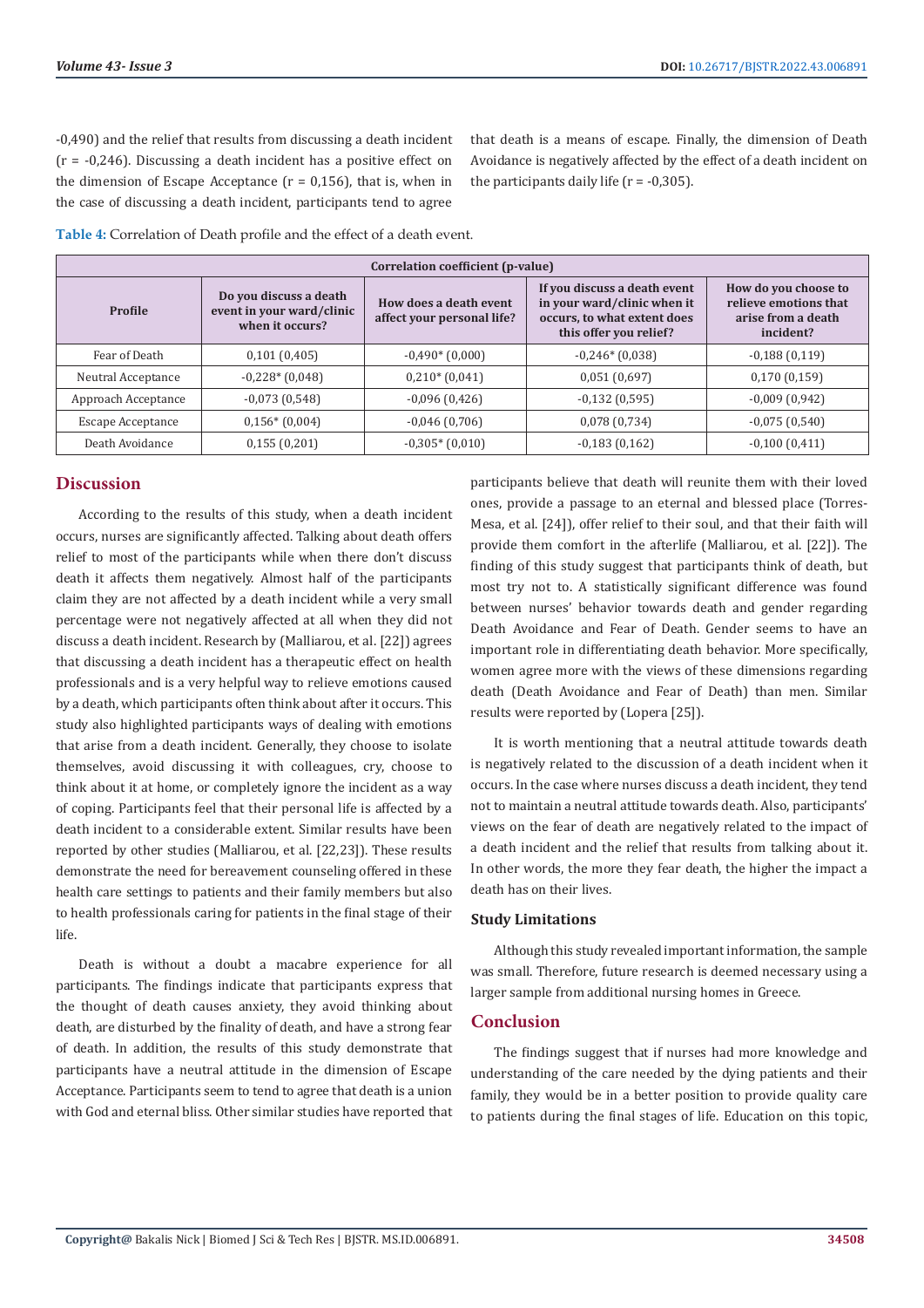-0,490) and the relief that results from discussing a death incident (r = -0,246). Discussing a death incident has a positive effect on the dimension of Escape Acceptance (r = 0,156), that is, when in the case of discussing a death incident, participants tend to agree that death is a means of escape. Finally, the dimension of Death Avoidance is negatively affected by the effect of a death incident on the participants daily life (r = -0,305).

**Table 4:** Correlation of Death profile and the effect of a death event.

| Correlation coefficient (p-value) | | | | |
|---|---|---|---|---|
| **Profile** | **Do you discuss a death event in your ward/clinic when it occurs?** | **How does a death event affect your personal life?** | **If you discuss a death event in your ward/clinic when it occurs, to what extent does this offer you relief?** | **How do you choose to relieve emotions that arise from a death incident?** |
| Fear of Death | 0,101 (0,405) | -0,490* (0,000) | -0,246* (0,038) | -0,188 (0,119) |
| Neutral Acceptance | -0,228* (0,048) | 0,210* (0,041) | 0,051 (0,697) | 0,170 (0,159) |
| Approach Acceptance | -0,073 (0,548) | -0,096 (0,426) | -0,132 (0,595) | -0,009 (0,942) |
| Escape Acceptance | 0,156* (0,004) | -0,046 (0,706) | 0,078 (0,734) | -0,075 (0,540) |
| Death Avoidance | 0,155 (0,201) | -0,305* (0,010) | -0,183 (0,162) | -0,100 (0,411) |

## Discussion

According to the results of this study, when a death incident occurs, nurses are significantly affected. Talking about death offers relief to most of the participants while when there don't discuss death it affects them negatively. Almost half of the participants claim they are not affected by a death incident while a very small percentage were not negatively affected at all when they did not discuss a death incident. Research by (Malliarou, et al. [22]) agrees that discussing a death incident has a therapeutic effect on health professionals and is a very helpful way to relieve emotions caused by a death, which participants often think about after it occurs. This study also highlighted participants ways of dealing with emotions that arise from a death incident. Generally, they choose to isolate themselves, avoid discussing it with colleagues, cry, choose to think about it at home, or completely ignore the incident as a way of coping. Participants feel that their personal life is affected by a death incident to a considerable extent. Similar results have been reported by other studies (Malliarou, et al. [22,23]). These results demonstrate the need for bereavement counseling offered in these health care settings to patients and their family members but also to health professionals caring for patients in the final stage of their life.

Death is without a doubt a macabre experience for all participants. The findings indicate that participants express that the thought of death causes anxiety, they avoid thinking about death, are disturbed by the finality of death, and have a strong fear of death. In addition, the results of this study demonstrate that participants have a neutral attitude in the dimension of Escape Acceptance. Participants seem to tend to agree that death is a union with God and eternal bliss. Other similar studies have reported that participants believe that death will reunite them with their loved ones, provide a passage to an eternal and blessed place (Torres-Mesa, et al. [24]), offer relief to their soul, and that their faith will provide them comfort in the afterlife (Malliarou, et al. [22]). The finding of this study suggest that participants think of death, but most try not to. A statistically significant difference was found between nurses' behavior towards death and gender regarding Death Avoidance and Fear of Death. Gender seems to have an important role in differentiating death behavior. More specifically, women agree more with the views of these dimensions regarding death (Death Avoidance and Fear of Death) than men. Similar results were reported by (Lopera [25]).

It is worth mentioning that a neutral attitude towards death is negatively related to the discussion of a death incident when it occurs. In the case where nurses discuss a death incident, they tend not to maintain a neutral attitude towards death. Also, participants' views on the fear of death are negatively related to the impact of a death incident and the relief that results from talking about it. In other words, the more they fear death, the higher the impact a death has on their lives.

### Study Limitations

Although this study revealed important information, the sample was small. Therefore, future research is deemed necessary using a larger sample from additional nursing homes in Greece.

## Conclusion

The findings suggest that if nurses had more knowledge and understanding of the care needed by the dying patients and their family, they would be in a better position to provide quality care to patients during the final stages of life. Education on this topic,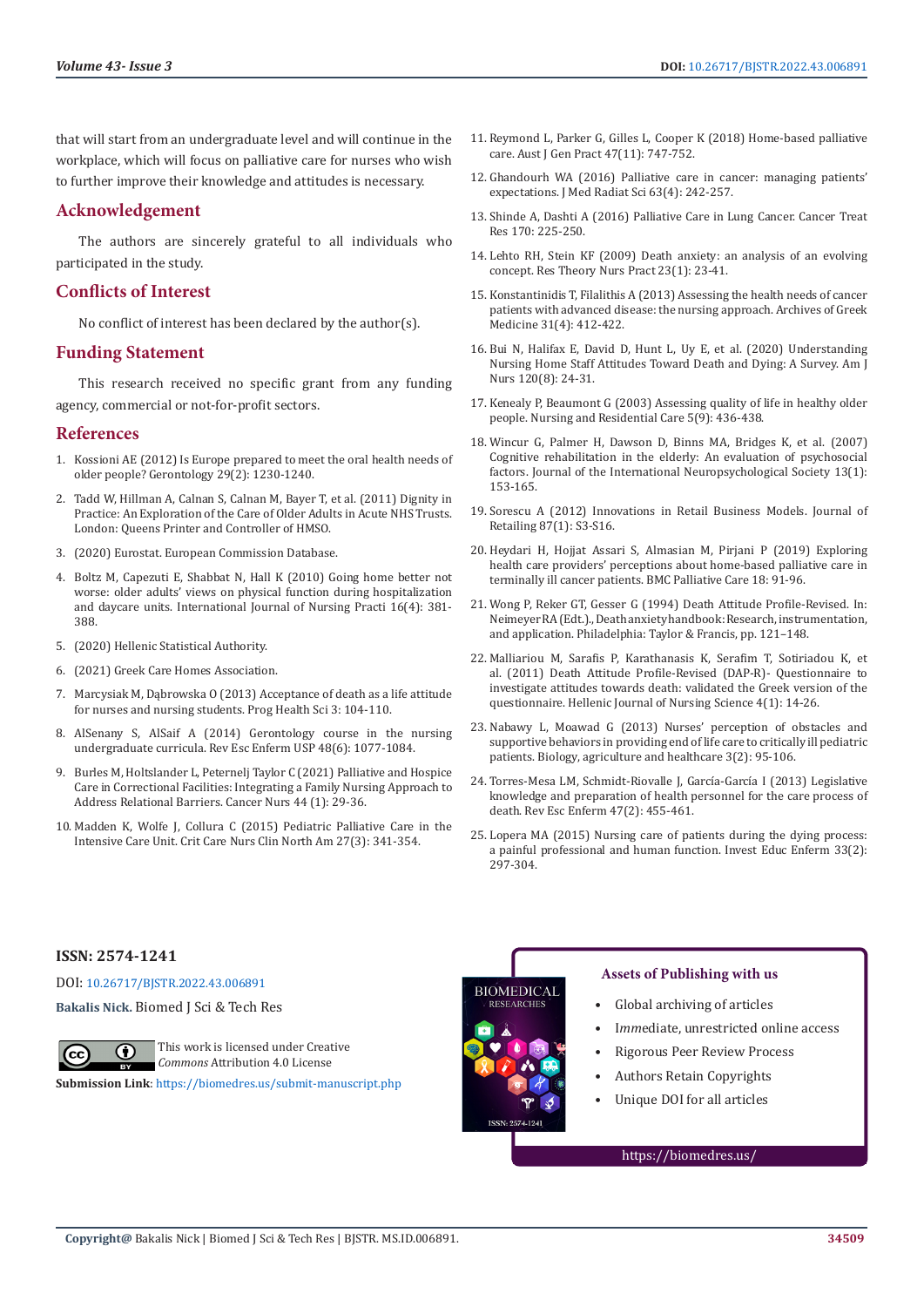that will start from an undergraduate level and will continue in the workplace, which will focus on palliative care for nurses who wish to further improve their knowledge and attitudes is necessary.

## Acknowledgement

The authors are sincerely grateful to all individuals who participated in the study.

## Conflicts of Interest

No conflict of interest has been declared by the author(s).

## Funding Statement

This research received no specific grant from any funding agency, commercial or not-for-profit sectors.

## References

1. Kossioni AE (2012) Is Europe prepared to meet the oral health needs of older people? Gerontology 29(2): 1230-1240.
2. Tadd W, Hillman A, Calnan S, Calnan M, Bayer T, et al. (2011) Dignity in Practice: An Exploration of the Care of Older Adults in Acute NHS Trusts. London: Queens Printer and Controller of HMSO.
3. (2020) Eurostat. European Commission Database.
4. Boltz M, Capezuti E, Shabbat N, Hall K (2010) Going home better not worse: older adults' views on physical function during hospitalization and daycare units. International Journal of Nursing Practi 16(4): 381-388.
5. (2020) Hellenic Statistical Authority.
6. (2021) Greek Care Homes Association.
7. Marcysiak M, Dąbrowska O (2013) Acceptance of death as a life attitude for nurses and nursing students. Prog Health Sci 3: 104-110.
8. AlSenany S, AlSaif A (2014) Gerontology course in the nursing undergraduate curricula. Rev Esc Enferm USP 48(6): 1077-1084.
9. Burles M, Holtslander L, Peternelj Taylor C (2021) Palliative and Hospice Care in Correctional Facilities: Integrating a Family Nursing Approach to Address Relational Barriers. Cancer Nurs 44 (1): 29-36.
10. Madden K, Wolfe J, Collura C (2015) Pediatric Palliative Care in the Intensive Care Unit. Crit Care Nurs Clin North Am 27(3): 341-354.
11. Reymond L, Parker G, Gilles L, Cooper K (2018) Home-based palliative care. Aust J Gen Pract 47(11): 747-752.
12. Ghandourh WA (2016) Palliative care in cancer: managing patients' expectations. J Med Radiat Sci 63(4): 242-257.
13. Shinde A, Dashti A (2016) Palliative Care in Lung Cancer. Cancer Treat Res 170: 225-250.
14. Lehto RH, Stein KF (2009) Death anxiety: an analysis of an evolving concept. Res Theory Nurs Pract 23(1): 23-41.
15. Konstantinidis T, Filalithis A (2013) Assessing the health needs of cancer patients with advanced disease: the nursing approach. Archives of Greek Medicine 31(4): 412-422.
16. Bui N, Halifax E, David D, Hunt L, Uy E, et al. (2020) Understanding Nursing Home Staff Attitudes Toward Death and Dying: A Survey. Am J Nurs 120(8): 24-31.
17. Kenealy P, Beaumont G (2003) Assessing quality of life in healthy older people. Nursing and Residential Care 5(9): 436-438.
18. Wincur G, Palmer H, Dawson D, Binns MA, Bridges K, et al. (2007) Cognitive rehabilitation in the elderly: An evaluation of psychosocial factors. Journal of the International Neuropsychological Society 13(1): 153-165.
19. Sorescu A (2012) Innovations in Retail Business Models. Journal of Retailing 87(1): S3-S16.
20. Heydari H, Hojjat Assari S, Almasian M, Pirjani P (2019) Exploring health care providers' perceptions about home-based palliative care in terminally ill cancer patients. BMC Palliative Care 18: 91-96.
21. Wong P, Reker GT, Gesser G (1994) Death Attitude Profile-Revised. In: Neimeyer RA (Edt.)., Death anxiety handbook: Research, instrumentation, and application. Philadelphia: Taylor & Francis, pp. 121–148.
22. Malliariou M, Sarafis P, Karathanasis K, Serafim T, Sotiriadou K, et al. (2011) Death Attitude Profile-Revised (DAP-R)- Questionnaire to investigate attitudes towards death: validated the Greek version of the questionnaire. Hellenic Journal of Nursing Science 4(1): 14-26.
23. Nabawy L, Moawad G (2013) Nurses' perception of obstacles and supportive behaviors in providing end of life care to critically ill pediatric patients. Biology, agriculture and healthcare 3(2): 95-106.
24. Torres-Mesa LM, Schmidt-Riovalle J, García-García I (2013) Legislative knowledge and preparation of health personnel for the care process of death. Rev Esc Enferm 47(2): 455-461.
25. Lopera MA (2015) Nursing care of patients during the dying process: a painful professional and human function. Invest Educ Enferm 33(2): 297-304.

**ISSN: 2574-1241**

DOI: 10.26717/BJSTR.2022.43.006891

**Bakalis Nick.** Biomed J Sci & Tech Res

This work is licensed under Creative *Commons* Attribution 4.0 License

**Submission Link**: https://biomedres.us/submit-manuscript.php

**Assets of Publishing with us**

- Global archiving of articles
- Immediate, unrestricted online access
- Rigorous Peer Review Process
- Authors Retain Copyrights
- Unique DOI for all articles

https://biomedres.us/